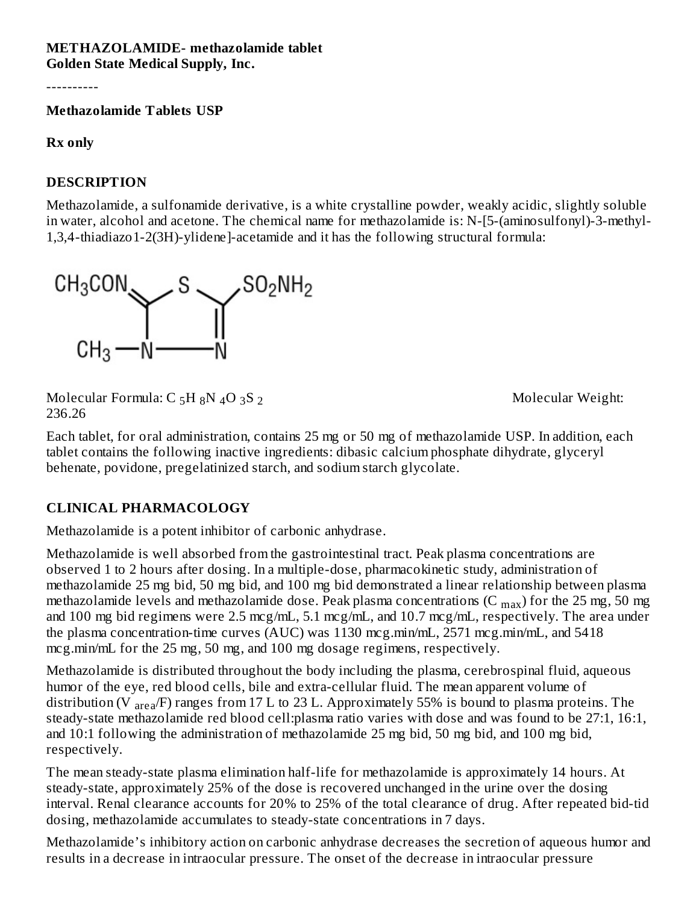**METHAZOLAMIDE- methazolamide tablet**
**Golden State Medical Supply, Inc.**

----------

**Methazolamide Tablets USP**

**Rx only**

## DESCRIPTION

Methazolamide, a sulfonamide derivative, is a white crystalline powder, weakly acidic, slightly soluble in water, alcohol and acetone. The chemical name for methazolamide is: N-[5-(aminosulfonyl)-3-methyl-1,3,4-thiadiazo1-2(3H)-ylidene]-acetamide and it has the following structural formula:

Molecular Formula: $C_5H_8N_4O_3S_2$ Molecular Weight: 236.26

Each tablet, for oral administration, contains 25 mg or 50 mg of methazolamide USP. In addition, each tablet contains the following inactive ingredients: dibasic calcium phosphate dihydrate, glyceryl behenate, povidone, pregelatinized starch, and sodium starch glycolate.

## CLINICAL PHARMACOLOGY

Methazolamide is a potent inhibitor of carbonic anhydrase.

Methazolamide is well absorbed from the gastrointestinal tract. Peak plasma concentrations are observed 1 to 2 hours after dosing. In a multiple-dose, pharmacokinetic study, administration of methazolamide 25 mg bid, 50 mg bid, and 100 mg bid demonstrated a linear relationship between plasma methazolamide levels and methazolamide dose. Peak plasma concentrations ($C_{max}$) for the 25 mg, 50 mg and 100 mg bid regimens were 2.5 mcg/mL, 5.1 mcg/mL, and 10.7 mcg/mL, respectively. The area under the plasma concentration-time curves (AUC) was 1130 mcg.min/mL, 2571 mcg.min/mL, and 5418 mcg.min/mL for the 25 mg, 50 mg, and 100 mg dosage regimens, respectively.

Methazolamide is distributed throughout the body including the plasma, cerebrospinal fluid, aqueous humor of the eye, red blood cells, bile and extra-cellular fluid. The mean apparent volume of distribution ($V_{area}$/F) ranges from 17 L to 23 L. Approximately 55% is bound to plasma proteins. The steady-state methazolamide red blood cell:plasma ratio varies with dose and was found to be 27:1, 16:1, and 10:1 following the administration of methazolamide 25 mg bid, 50 mg bid, and 100 mg bid, respectively.

The mean steady-state plasma elimination half-life for methazolamide is approximately 14 hours. At steady-state, approximately 25% of the dose is recovered unchanged in the urine over the dosing interval. Renal clearance accounts for 20% to 25% of the total clearance of drug. After repeated bid-tid dosing, methazolamide accumulates to steady-state concentrations in 7 days.

Methazolamide's inhibitory action on carbonic anhydrase decreases the secretion of aqueous humor and results in a decrease in intraocular pressure. The onset of the decrease in intraocular pressure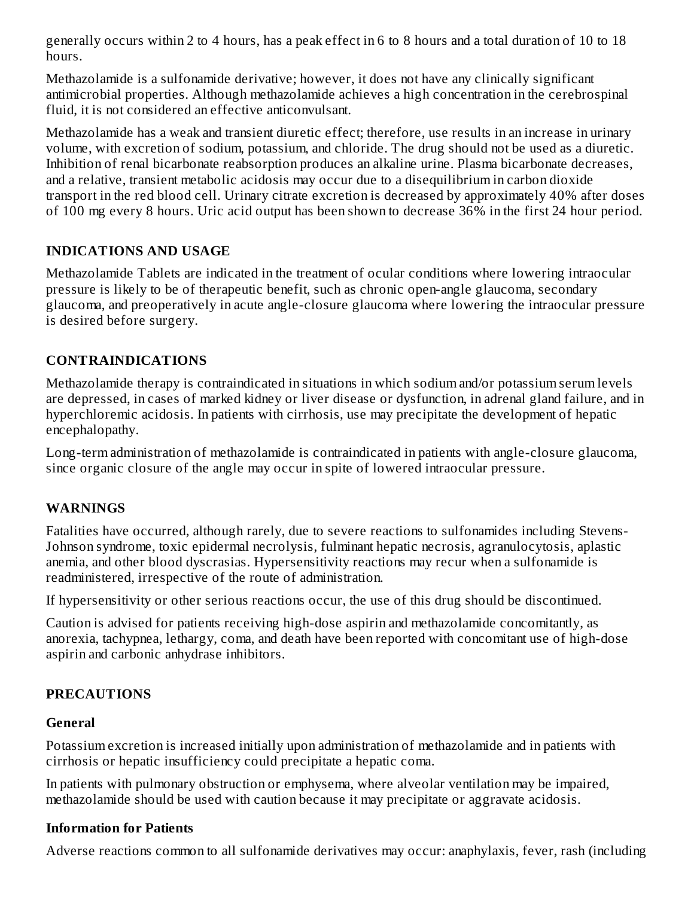generally occurs within 2 to 4 hours, has a peak effect in 6 to 8 hours and a total duration of 10 to 18 hours.

Methazolamide is a sulfonamide derivative; however, it does not have any clinically significant antimicrobial properties. Although methazolamide achieves a high concentration in the cerebrospinal fluid, it is not considered an effective anticonvulsant.

Methazolamide has a weak and transient diuretic effect; therefore, use results in an increase in urinary volume, with excretion of sodium, potassium, and chloride. The drug should not be used as a diuretic. Inhibition of renal bicarbonate reabsorption produces an alkaline urine. Plasma bicarbonate decreases, and a relative, transient metabolic acidosis may occur due to a disequilibrium in carbon dioxide transport in the red blood cell. Urinary citrate excretion is decreased by approximately 40% after doses of 100 mg every 8 hours. Uric acid output has been shown to decrease 36% in the first 24 hour period.

## INDICATIONS AND USAGE

Methazolamide Tablets are indicated in the treatment of ocular conditions where lowering intraocular pressure is likely to be of therapeutic benefit, such as chronic open-angle glaucoma, secondary glaucoma, and preoperatively in acute angle-closure glaucoma where lowering the intraocular pressure is desired before surgery.

## CONTRAINDICATIONS

Methazolamide therapy is contraindicated in situations in which sodium and/or potassium serum levels are depressed, in cases of marked kidney or liver disease or dysfunction, in adrenal gland failure, and in hyperchloremic acidosis. In patients with cirrhosis, use may precipitate the development of hepatic encephalopathy.

Long-term administration of methazolamide is contraindicated in patients with angle-closure glaucoma, since organic closure of the angle may occur in spite of lowered intraocular pressure.

## WARNINGS

Fatalities have occurred, although rarely, due to severe reactions to sulfonamides including Stevens-Johnson syndrome, toxic epidermal necrolysis, fulminant hepatic necrosis, agranulocytosis, aplastic anemia, and other blood dyscrasias. Hypersensitivity reactions may recur when a sulfonamide is readministered, irrespective of the route of administration.

If hypersensitivity or other serious reactions occur, the use of this drug should be discontinued.

Caution is advised for patients receiving high-dose aspirin and methazolamide concomitantly, as anorexia, tachypnea, lethargy, coma, and death have been reported with concomitant use of high-dose aspirin and carbonic anhydrase inhibitors.

## PRECAUTIONS

### General

Potassium excretion is increased initially upon administration of methazolamide and in patients with cirrhosis or hepatic insufficiency could precipitate a hepatic coma.

In patients with pulmonary obstruction or emphysema, where alveolar ventilation may be impaired, methazolamide should be used with caution because it may precipitate or aggravate acidosis.

### Information for Patients

Adverse reactions common to all sulfonamide derivatives may occur: anaphylaxis, fever, rash (including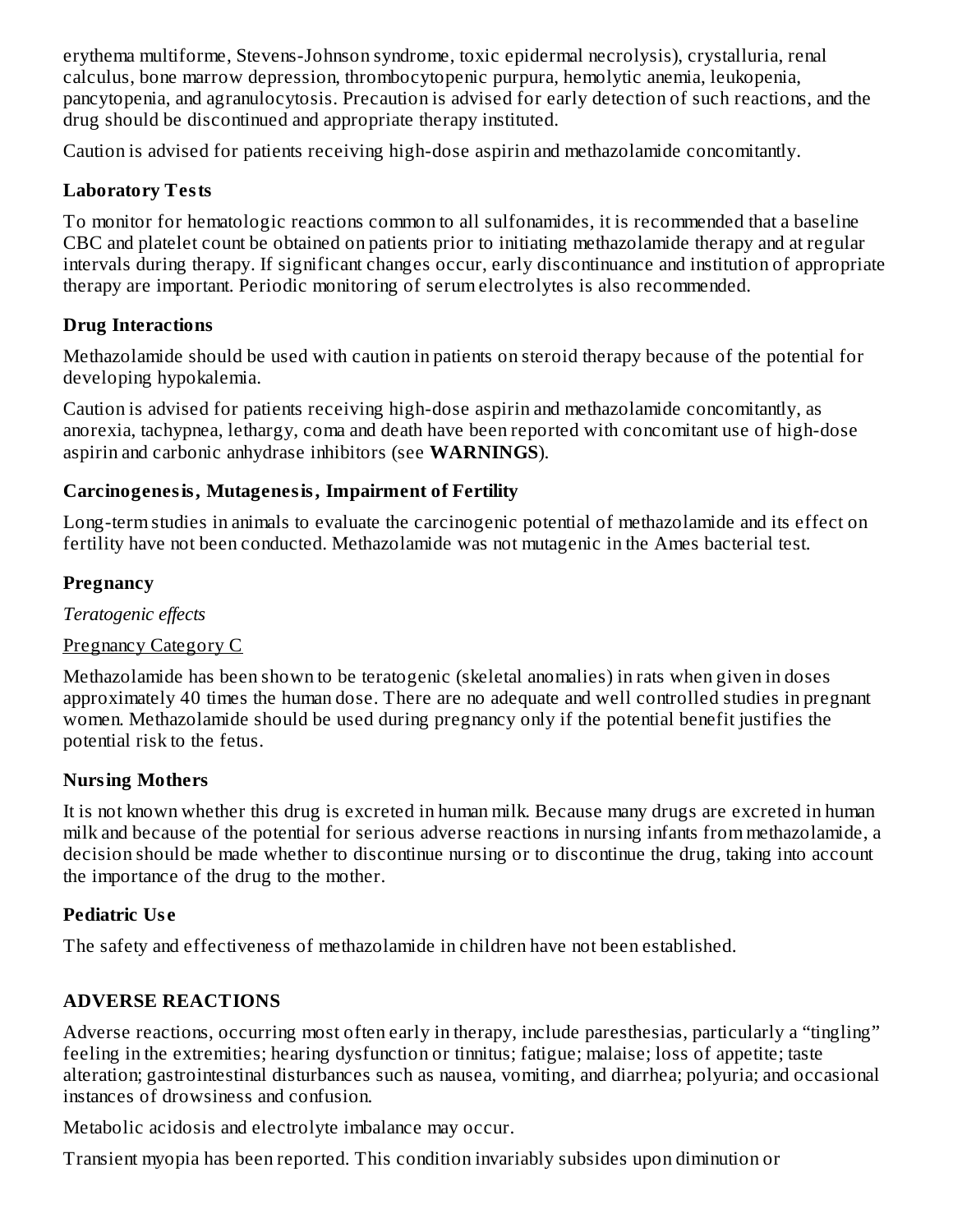erythema multiforme, Stevens-Johnson syndrome, toxic epidermal necrolysis), crystalluria, renal calculus, bone marrow depression, thrombocytopenic purpura, hemolytic anemia, leukopenia, pancytopenia, and agranulocytosis. Precaution is advised for early detection of such reactions, and the drug should be discontinued and appropriate therapy instituted.

Caution is advised for patients receiving high-dose aspirin and methazolamide concomitantly.

### Laboratory Tests

To monitor for hematologic reactions common to all sulfonamides, it is recommended that a baseline CBC and platelet count be obtained on patients prior to initiating methazolamide therapy and at regular intervals during therapy. If significant changes occur, early discontinuance and institution of appropriate therapy are important. Periodic monitoring of serum electrolytes is also recommended.

### Drug Interactions

Methazolamide should be used with caution in patients on steroid therapy because of the potential for developing hypokalemia.

Caution is advised for patients receiving high-dose aspirin and methazolamide concomitantly, as anorexia, tachypnea, lethargy, coma and death have been reported with concomitant use of high-dose aspirin and carbonic anhydrase inhibitors (see **WARNINGS**).

### Carcinogenesis, Mutagenesis, Impairment of Fertility

Long-term studies in animals to evaluate the carcinogenic potential of methazolamide and its effect on fertility have not been conducted. Methazolamide was not mutagenic in the Ames bacterial test.

### Pregnancy

*Teratogenic effects*

Pregnancy Category C

Methazolamide has been shown to be teratogenic (skeletal anomalies) in rats when given in doses approximately 40 times the human dose. There are no adequate and well controlled studies in pregnant women. Methazolamide should be used during pregnancy only if the potential benefit justifies the potential risk to the fetus.

### Nursing Mothers

It is not known whether this drug is excreted in human milk. Because many drugs are excreted in human milk and because of the potential for serious adverse reactions in nursing infants from methazolamide, a decision should be made whether to discontinue nursing or to discontinue the drug, taking into account the importance of the drug to the mother.

### Pediatric Use

The safety and effectiveness of methazolamide in children have not been established.

## ADVERSE REACTIONS

Adverse reactions, occurring most often early in therapy, include paresthesias, particularly a "tingling" feeling in the extremities; hearing dysfunction or tinnitus; fatigue; malaise; loss of appetite; taste alteration; gastrointestinal disturbances such as nausea, vomiting, and diarrhea; polyuria; and occasional instances of drowsiness and confusion.

Metabolic acidosis and electrolyte imbalance may occur.

Transient myopia has been reported. This condition invariably subsides upon diminution or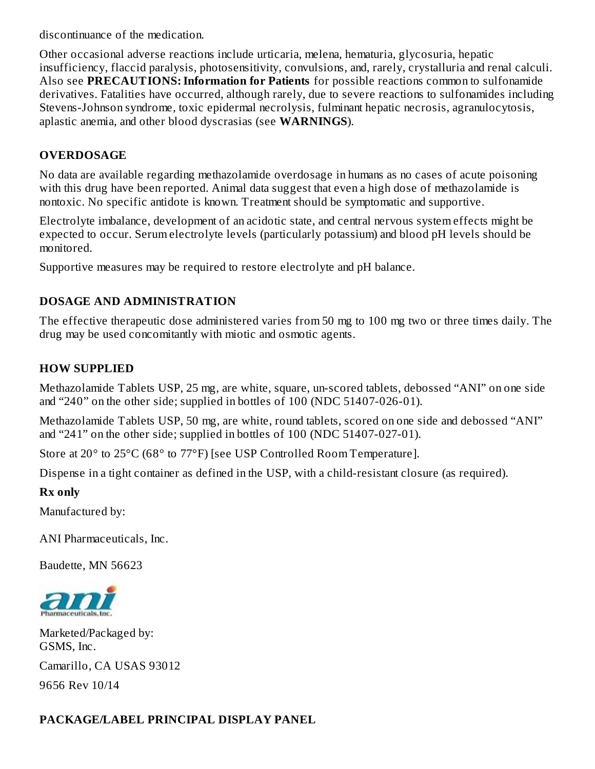discontinuance of the medication.

Other occasional adverse reactions include urticaria, melena, hematuria, glycosuria, hepatic insufficiency, flaccid paralysis, photosensitivity, convulsions, and, rarely, crystalluria and renal calculi. Also see **PRECAUTIONS: Information for Patients** for possible reactions common to sulfonamide derivatives. Fatalities have occurred, although rarely, due to severe reactions to sulfonamides including Stevens-Johnson syndrome, toxic epidermal necrolysis, fulminant hepatic necrosis, agranulocytosis, aplastic anemia, and other blood dyscrasias (see **WARNINGS**).

## OVERDOSAGE

No data are available regarding methazolamide overdosage in humans as no cases of acute poisoning with this drug have been reported. Animal data suggest that even a high dose of methazolamide is nontoxic. No specific antidote is known. Treatment should be symptomatic and supportive.

Electrolyte imbalance, development of an acidotic state, and central nervous system effects might be expected to occur. Serum electrolyte levels (particularly potassium) and blood pH levels should be monitored.

Supportive measures may be required to restore electrolyte and pH balance.

## DOSAGE AND ADMINISTRATION

The effective therapeutic dose administered varies from 50 mg to 100 mg two or three times daily. The drug may be used concomitantly with miotic and osmotic agents.

## HOW SUPPLIED

Methazolamide Tablets USP, 25 mg, are white, square, un-scored tablets, debossed "ANI" on one side and "240" on the other side; supplied in bottles of 100 (NDC 51407-026-01).

Methazolamide Tablets USP, 50 mg, are white, round tablets, scored on one side and debossed "ANI" and "241" on the other side; supplied in bottles of 100 (NDC 51407-027-01).

Store at 20° to 25°C (68° to 77°F) [see USP Controlled Room Temperature].

Dispense in a tight container as defined in the USP, with a child-resistant closure (as required).

**Rx only**

Manufactured by:

ANI Pharmaceuticals, Inc.

Baudette, MN 56623

Marketed/Packaged by:
GSMS, Inc.

Camarillo, CA USAS 93012

9656 Rev 10/14

## PACKAGE/LABEL PRINCIPAL DISPLAY PANEL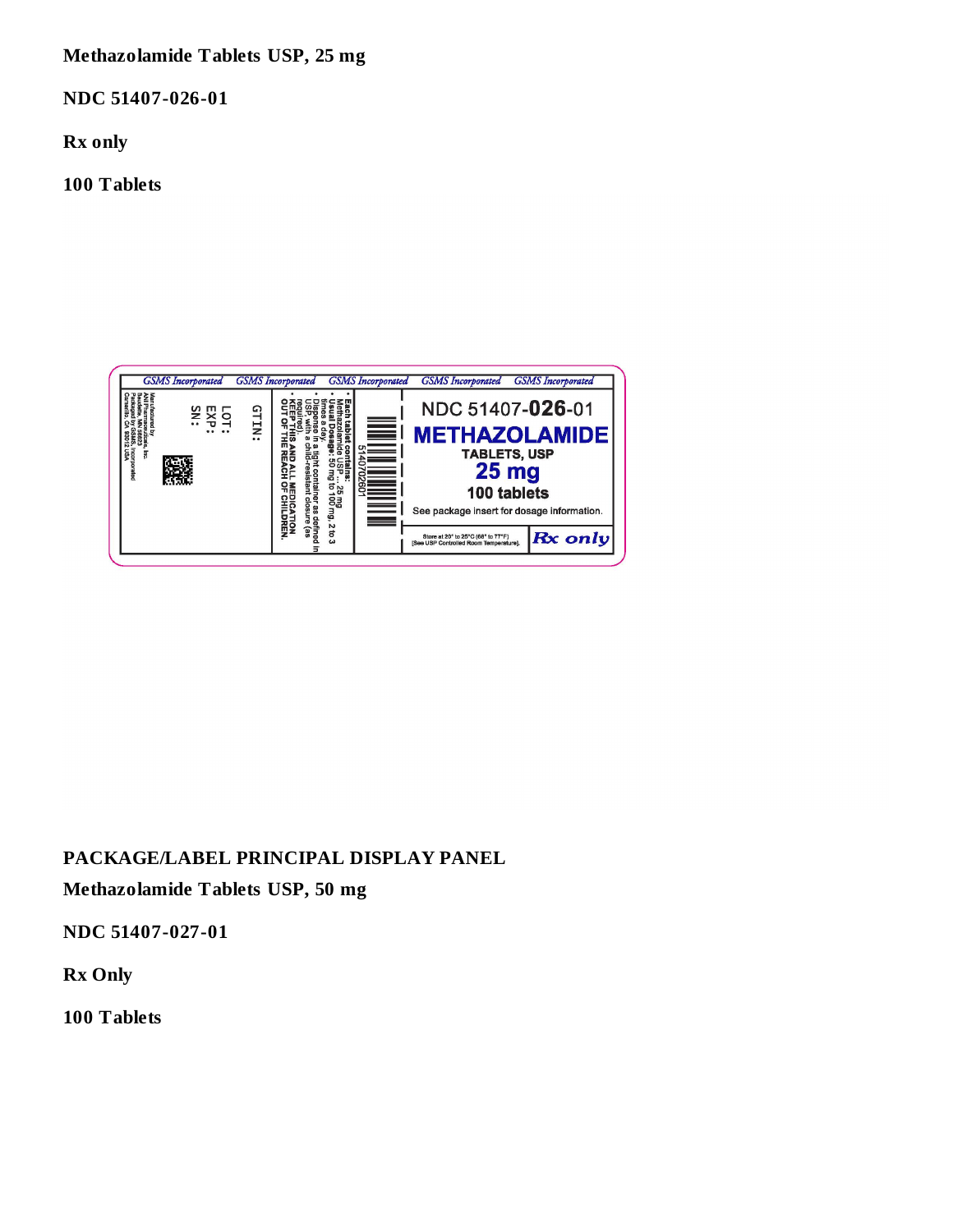**Methazolamide Tablets USP, 25 mg**

**NDC 51407-026-01**

**Rx only**

**100 Tablets**

GSMS Incorporated GSMS Incorporated GSMS Incorporated GSMS Incorporated GSMS Incorporated

NDC 51407-**026**-01

**METHAZOLAMIDE**

**TABLETS, USP**

**25 mg**

**100 tablets**

See package insert for dosage information.

Store at 20° to 25°C (68° to 77°F) [See USP Controlled Room Temperature].

**Rx only**

- **Each tablet contains:** Methazolamide USP ... 25 mg
- **Usual Dosage:** 50 mg to 100 mg, 2 to 3 times a day.
- Dispense in a tight container as defined in USP, with a child-resistant closure (as required).
- **KEEP THIS AND ALL MEDICATION OUT OF THE REACH OF CHILDREN.**

5140702601

GTIN:

LOT:

EXP:

SN:

Manufactured by ANI Pharmaceuticals, Inc. Baudette, MN 56623

Packaged by GSMS, Incorporated Camarillo, CA 93012 USA

**PACKAGE/LABEL PRINCIPAL DISPLAY PANEL**

**Methazolamide Tablets USP, 50 mg**

**NDC 51407-027-01**

**Rx Only**

**100 Tablets**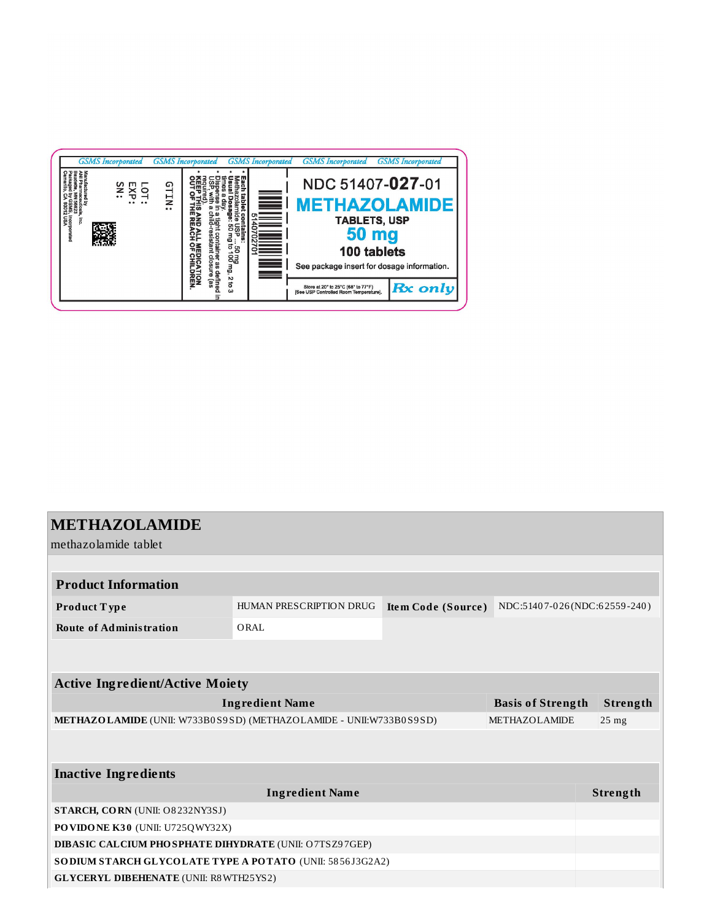GSMS Incorporated GSMS Incorporated GSMS Incorporated GSMS Incorporated GSMS Incorporated

NDC 51407-**027**-01

**METHAZOLAMIDE**

**TABLETS, USP**

**50 mg**

**100 tablets**

See package insert for dosage information.

Store at 20° to 25°C (68° to 77°F) [See USP Controlled Room Temperature].

**Rx only**

- **Each tablet contains:** Methazolamide USP ... 50 mg
- **Usual Dosage:** 50 mg to 100 mg, 2 to 3 times a day.
- Dispense in a tight container as defined in USP, with a child-resistant closure (as required).
- **KEEP THIS AND ALL MEDICATION OUT OF THE REACH OF CHILDREN.**

5140702701

GTIN:

LOT:

EXP:

SN:

Manufactured by ANI Pharmaceuticals, Inc. Baudette, MN 56623
Packaged by GSMS, Incorporated Camarillo, CA 93012 USA

# METHAZOLAMIDE

methazolamide tablet

| Product Information | | | |
|---|---|---|---|
| **Product Type** | HUMAN PRESCRIPTION DRUG | **Item Code (Source)** | NDC:51407-026(NDC:62559-240) |
| **Route of Administration** | ORAL | | |

| Active Ingredient/Active Moiety | | |
|---|---|---|
| **Ingredient Name** | **Basis of Strength** | **Strength** |
| **METHAZOLAMIDE** (UNII: W733B0S9SD) (METHAZOLAMIDE - UNII:W733B0S9SD) | METHAZOLAMIDE | 25 mg |

| Inactive Ingredients | |
|---|---|
| **Ingredient Name** | **Strength** |
| **STARCH, CORN** (UNII: O8232NY3SJ) | |
| **POVIDONE K30** (UNII: U725QWY32X) | |
| **DIBASIC CALCIUM PHOSPHATE DIHYDRATE** (UNII: O7TSZ97GEP) | |
| **SODIUM STARCH GLYCOLATE TYPE A POTATO** (UNII: 5856J3G2A2) | |
| **GLYCERYL DIBEHENATE** (UNII: R8WTH25YS2) | |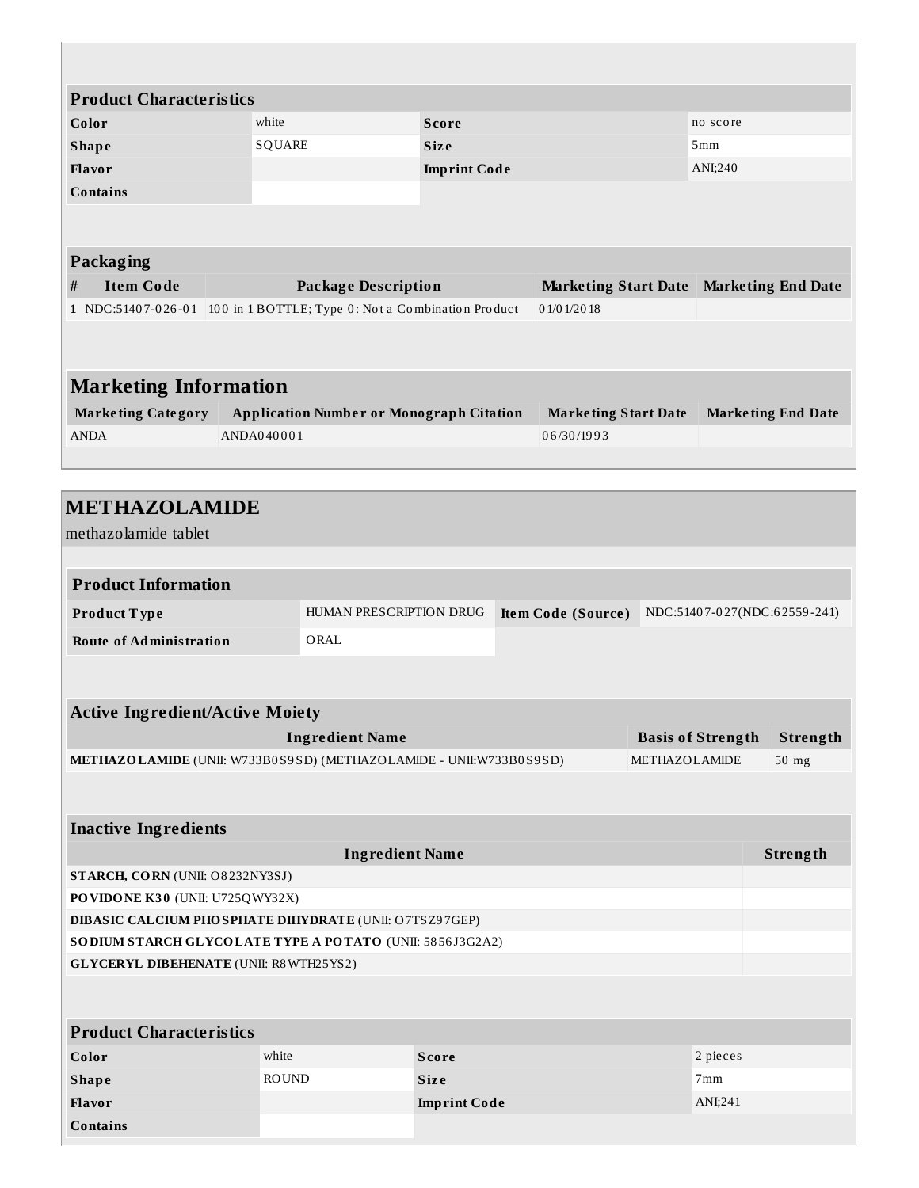### Product Characteristics

| Color | white | Score | no score |
|---|---|---|---|
| Shape | SQUARE | Size | 5mm |
| Flavor | | Imprint Code | ANI;240 |
| Contains | | | |

### Packaging

| # | Item Code | Package Description | Marketing Start Date | Marketing End Date |
|---|---|---|---|---|
| 1 | NDC:51407-026-01 | 100 in 1 BOTTLE; Type 0: Not a Combination Product | 01/01/2018 | |

## Marketing Information

| Marketing Category | Application Number or Monograph Citation | Marketing Start Date | Marketing End Date |
|---|---|---|---|
| ANDA | ANDA040001 | 06/30/1993 | |

# METHAZOLAMIDE

methazolamide tablet

### Product Information

| Product Type | HUMAN PRESCRIPTION DRUG | Item Code (Source) | NDC:51407-027(NDC:62559-241) |
|---|---|---|---|
| Route of Administration | ORAL | | |

### Active Ingredient/Active Moiety

| Ingredient Name | Basis of Strength | Strength |
|---|---|---|
| **METHAZOLAMIDE** (UNII: W733B0S9SD) (METHAZOLAMIDE - UNII:W733B0S9SD) | METHAZOLAMIDE | 50 mg |

### Inactive Ingredients

| Ingredient Name | Strength |
|---|---|
| **STARCH, CORN** (UNII: O8232NY3SJ) | |
| **POVIDONE K30** (UNII: U725QWY32X) | |
| **DIBASIC CALCIUM PHOSPHATE DIHYDRATE** (UNII: O7TSZ97GEP) | |
| **SODIUM STARCH GLYCOLATE TYPE A POTATO** (UNII: 5856J3G2A2) | |
| **GLYCERYL DIBEHENATE** (UNII: R8WTH25YS2) | |

### Product Characteristics

| Color | white | Score | 2 pieces |
|---|---|---|---|
| Shape | ROUND | Size | 7mm |
| Flavor | | Imprint Code | ANI;241 |
| Contains | | | |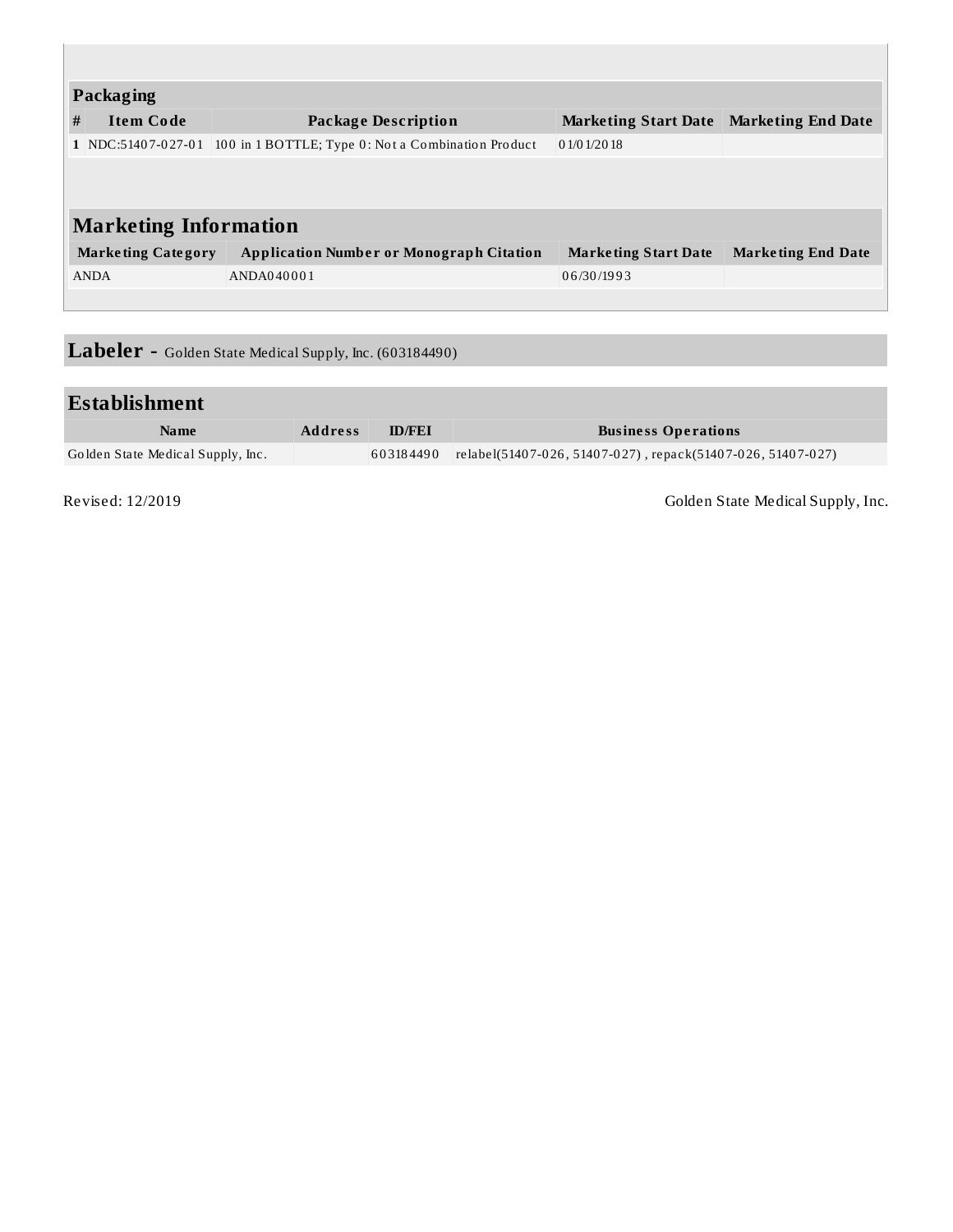### Packaging

| # | Item Code | Package Description | Marketing Start Date | Marketing End Date |
|---|---|---|---|---|
| 1 | NDC:51407-027-01 | 100 in 1 BOTTLE; Type 0: Not a Combination Product | 01/01/2018 | |

### Marketing Information

| Marketing Category | Application Number or Monograph Citation | Marketing Start Date | Marketing End Date |
|---|---|---|---|
| ANDA | ANDA040001 | 06/30/1993 | |

## Labeler - Golden State Medical Supply, Inc. (603184490)

## Establishment

| Name | Address | ID/FEI | Business Operations |
|---|---|---|---|
| Golden State Medical Supply, Inc. | | 603184490 | relabel(51407-026, 51407-027) , repack(51407-026, 51407-027) |

Revised: 12/2019

Golden State Medical Supply, Inc.